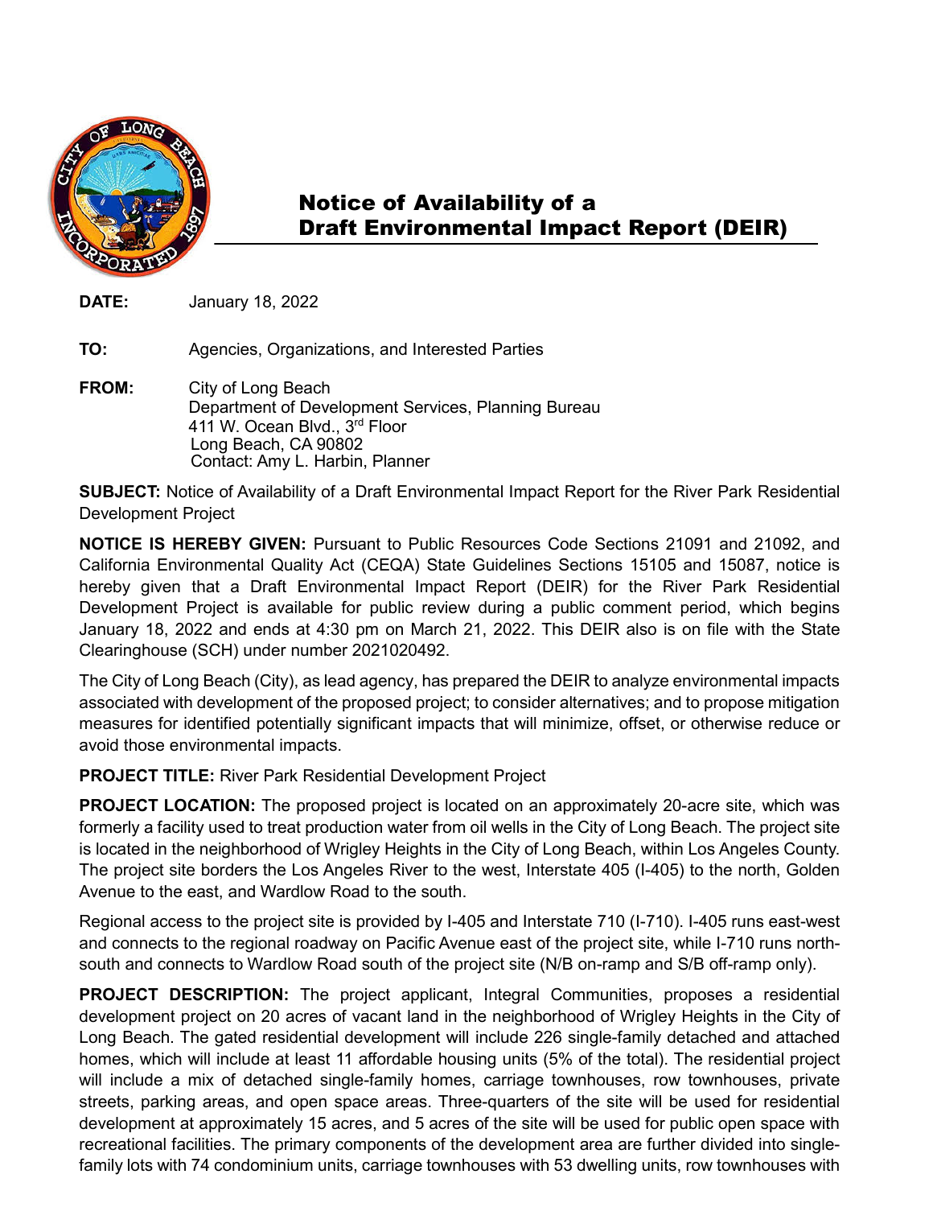# Notice of Availability of a Draft Environmental Impact Report (DEIR)

**DATE:** January 18, 2022

**TO:** Agencies, Organizations, and Interested Parties

**FROM:** City of Long Beach
Department of Development Services, Planning Bureau
411 W. Ocean Blvd., 3rd Floor
Long Beach, CA 90802
Contact: Amy L. Harbin, Planner

**SUBJECT:** Notice of Availability of a Draft Environmental Impact Report for the River Park Residential Development Project

**NOTICE IS HEREBY GIVEN:** Pursuant to Public Resources Code Sections 21091 and 21092, and California Environmental Quality Act (CEQA) State Guidelines Sections 15105 and 15087, notice is hereby given that a Draft Environmental Impact Report (DEIR) for the River Park Residential Development Project is available for public review during a public comment period, which begins January 18, 2022 and ends at 4:30 pm on March 21, 2022. This DEIR also is on file with the State Clearinghouse (SCH) under number 2021020492.

The City of Long Beach (City), as lead agency, has prepared the DEIR to analyze environmental impacts associated with development of the proposed project; to consider alternatives; and to propose mitigation measures for identified potentially significant impacts that will minimize, offset, or otherwise reduce or avoid those environmental impacts.

**PROJECT TITLE:** River Park Residential Development Project

**PROJECT LOCATION:** The proposed project is located on an approximately 20-acre site, which was formerly a facility used to treat production water from oil wells in the City of Long Beach. The project site is located in the neighborhood of Wrigley Heights in the City of Long Beach, within Los Angeles County. The project site borders the Los Angeles River to the west, Interstate 405 (I-405) to the north, Golden Avenue to the east, and Wardlow Road to the south.

Regional access to the project site is provided by I-405 and Interstate 710 (I-710). I-405 runs east-west and connects to the regional roadway on Pacific Avenue east of the project site, while I-710 runs north-south and connects to Wardlow Road south of the project site (N/B on-ramp and S/B off-ramp only).

**PROJECT DESCRIPTION:** The project applicant, Integral Communities, proposes a residential development project on 20 acres of vacant land in the neighborhood of Wrigley Heights in the City of Long Beach. The gated residential development will include 226 single-family detached and attached homes, which will include at least 11 affordable housing units (5% of the total). The residential project will include a mix of detached single-family homes, carriage townhouses, row townhouses, private streets, parking areas, and open space areas. Three-quarters of the site will be used for residential development at approximately 15 acres, and 5 acres of the site will be used for public open space with recreational facilities. The primary components of the development area are further divided into single-family lots with 74 condominium units, carriage townhouses with 53 dwelling units, row townhouses with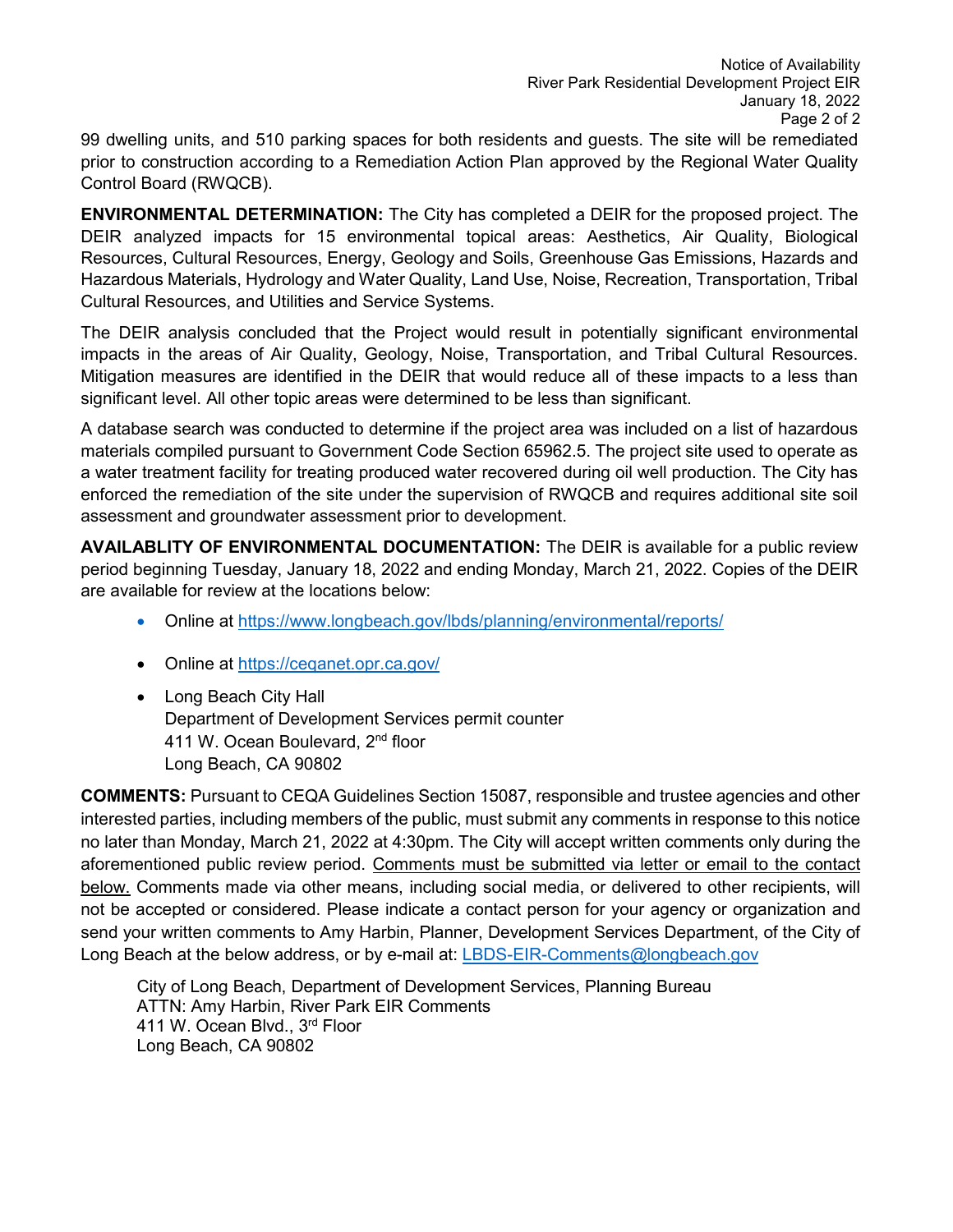99 dwelling units, and 510 parking spaces for both residents and guests. The site will be remediated prior to construction according to a Remediation Action Plan approved by the Regional Water Quality Control Board (RWQCB).

**ENVIRONMENTAL DETERMINATION:** The City has completed a DEIR for the proposed project. The DEIR analyzed impacts for 15 environmental topical areas: Aesthetics, Air Quality, Biological Resources, Cultural Resources, Energy, Geology and Soils, Greenhouse Gas Emissions, Hazards and Hazardous Materials, Hydrology and Water Quality, Land Use, Noise, Recreation, Transportation, Tribal Cultural Resources, and Utilities and Service Systems.

The DEIR analysis concluded that the Project would result in potentially significant environmental impacts in the areas of Air Quality, Geology, Noise, Transportation, and Tribal Cultural Resources. Mitigation measures are identified in the DEIR that would reduce all of these impacts to a less than significant level. All other topic areas were determined to be less than significant.

A database search was conducted to determine if the project area was included on a list of hazardous materials compiled pursuant to Government Code Section 65962.5. The project site used to operate as a water treatment facility for treating produced water recovered during oil well production. The City has enforced the remediation of the site under the supervision of RWQCB and requires additional site soil assessment and groundwater assessment prior to development.

**AVAILABLITY OF ENVIRONMENTAL DOCUMENTATION:** The DEIR is available for a public review period beginning Tuesday, January 18, 2022 and ending Monday, March 21, 2022. Copies of the DEIR are available for review at the locations below:

- Online at https://www.longbeach.gov/lbds/planning/environmental/reports/
- Online at https://ceqanet.opr.ca.gov/
- Long Beach City Hall  
  Department of Development Services permit counter  
  411 W. Ocean Boulevard, 2nd floor  
  Long Beach, CA 90802

**COMMENTS:** Pursuant to CEQA Guidelines Section 15087, responsible and trustee agencies and other interested parties, including members of the public, must submit any comments in response to this notice no later than Monday, March 21, 2022 at 4:30pm. The City will accept written comments only during the aforementioned public review period. Comments must be submitted via letter or email to the contact below. Comments made via other means, including social media, or delivered to other recipients, will not be accepted or considered. Please indicate a contact person for your agency or organization and send your written comments to Amy Harbin, Planner, Development Services Department, of the City of Long Beach at the below address, or by e-mail at: LBDS-EIR-Comments@longbeach.gov

City of Long Beach, Department of Development Services, Planning Bureau  
ATTN: Amy Harbin, River Park EIR Comments  
411 W. Ocean Blvd., 3rd Floor  
Long Beach, CA 90802